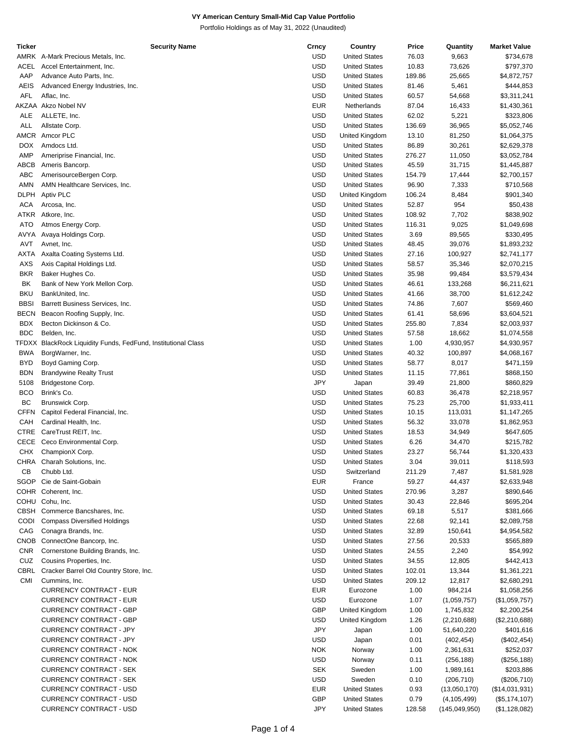**VY American Century Small-Mid Cap Value Portfolio**

Portfolio Holdings as of May 31, 2022 (Unaudited)

| Ticker | Security Name | Crncy | Country | Price | Quantity | Market Value |
|---|---|---|---|---|---|---|
| AMRK | A-Mark Precious Metals, Inc. | USD | United States | 76.03 | 9,663 | $734,678 |
| ACEL | Accel Entertainment, Inc. | USD | United States | 10.83 | 73,626 | $797,370 |
| AAP | Advance Auto Parts, Inc. | USD | United States | 189.86 | 25,665 | $4,872,757 |
| AEIS | Advanced Energy Industries, Inc. | USD | United States | 81.46 | 5,461 | $444,853 |
| AFL | Aflac, Inc. | USD | United States | 60.57 | 54,668 | $3,311,241 |
| AKZAA | Akzo Nobel NV | EUR | Netherlands | 87.04 | 16,433 | $1,430,361 |
| ALE | ALLETE, Inc. | USD | United States | 62.02 | 5,221 | $323,806 |
| ALL | Allstate Corp. | USD | United States | 136.69 | 36,965 | $5,052,746 |
| AMCR | Amcor PLC | USD | United Kingdom | 13.10 | 81,250 | $1,064,375 |
| DOX | Amdocs Ltd. | USD | United States | 86.89 | 30,261 | $2,629,378 |
| AMP | Ameriprise Financial, Inc. | USD | United States | 276.27 | 11,050 | $3,052,784 |
| ABCB | Ameris Bancorp. | USD | United States | 45.59 | 31,715 | $1,445,887 |
| ABC | AmerisourceBergen Corp. | USD | United States | 154.79 | 17,444 | $2,700,157 |
| AMN | AMN Healthcare Services, Inc. | USD | United States | 96.90 | 7,333 | $710,568 |
| DLPH | Aptiv PLC | USD | United Kingdom | 106.24 | 8,484 | $901,340 |
| ACA | Arcosa, Inc. | USD | United States | 52.87 | 954 | $50,438 |
| ATKR | Atkore, Inc. | USD | United States | 108.92 | 7,702 | $838,902 |
| ATO | Atmos Energy Corp. | USD | United States | 116.31 | 9,025 | $1,049,698 |
| AVYA | Avaya Holdings Corp. | USD | United States | 3.69 | 89,565 | $330,495 |
| AVT | Avnet, Inc. | USD | United States | 48.45 | 39,076 | $1,893,232 |
| AXTA | Axalta Coating Systems Ltd. | USD | United States | 27.16 | 100,927 | $2,741,177 |
| AXS | Axis Capital Holdings Ltd. | USD | United States | 58.57 | 35,346 | $2,070,215 |
| BKR | Baker Hughes Co. | USD | United States | 35.98 | 99,484 | $3,579,434 |
| BK | Bank of New York Mellon Corp. | USD | United States | 46.61 | 133,268 | $6,211,621 |
| BKU | BankUnited, Inc. | USD | United States | 41.66 | 38,700 | $1,612,242 |
| BBSI | Barrett Business Services, Inc. | USD | United States | 74.86 | 7,607 | $569,460 |
| BECN | Beacon Roofing Supply, Inc. | USD | United States | 61.41 | 58,696 | $3,604,521 |
| BDX | Becton Dickinson & Co. | USD | United States | 255.80 | 7,834 | $2,003,937 |
| BDC | Belden, Inc. | USD | United States | 57.58 | 18,662 | $1,074,558 |
| TFDXX | BlackRock Liquidity Funds, FedFund, Institutional Class | USD | United States | 1.00 | 4,930,957 | $4,930,957 |
| BWA | BorgWarner, Inc. | USD | United States | 40.32 | 100,897 | $4,068,167 |
| BYD | Boyd Gaming Corp. | USD | United States | 58.77 | 8,017 | $471,159 |
| BDN | Brandywine Realty Trust | USD | United States | 11.15 | 77,861 | $868,150 |
| 5108 | Bridgestone Corp. | JPY | Japan | 39.49 | 21,800 | $860,829 |
| BCO | Brink's Co. | USD | United States | 60.83 | 36,478 | $2,218,957 |
| BC | Brunswick Corp. | USD | United States | 75.23 | 25,700 | $1,933,411 |
| CFFN | Capitol Federal Financial, Inc. | USD | United States | 10.15 | 113,031 | $1,147,265 |
| CAH | Cardinal Health, Inc. | USD | United States | 56.32 | 33,078 | $1,862,953 |
| CTRE | CareTrust REIT, Inc. | USD | United States | 18.53 | 34,949 | $647,605 |
| CECE | Ceco Environmental Corp. | USD | United States | 6.26 | 34,470 | $215,782 |
| CHX | ChampionX Corp. | USD | United States | 23.27 | 56,744 | $1,320,433 |
| CHRA | Charah Solutions, Inc. | USD | United States | 3.04 | 39,011 | $118,593 |
| CB | Chubb Ltd. | USD | Switzerland | 211.29 | 7,487 | $1,581,928 |
| SGOP | Cie de Saint-Gobain | EUR | France | 59.27 | 44,437 | $2,633,948 |
| COHR | Coherent, Inc. | USD | United States | 270.96 | 3,287 | $890,646 |
| COHU | Cohu, Inc. | USD | United States | 30.43 | 22,846 | $695,204 |
| CBSH | Commerce Bancshares, Inc. | USD | United States | 69.18 | 5,517 | $381,666 |
| CODI | Compass Diversified Holdings | USD | United States | 22.68 | 92,141 | $2,089,758 |
| CAG | Conagra Brands, Inc. | USD | United States | 32.89 | 150,641 | $4,954,582 |
| CNOB | ConnectOne Bancorp, Inc. | USD | United States | 27.56 | 20,533 | $565,889 |
| CNR | Cornerstone Building Brands, Inc. | USD | United States | 24.55 | 2,240 | $54,992 |
| CUZ | Cousins Properties, Inc. | USD | United States | 34.55 | 12,805 | $442,413 |
| CBRL | Cracker Barrel Old Country Store, Inc. | USD | United States | 102.01 | 13,344 | $1,361,221 |
| CMI | Cummins, Inc. | USD | United States | 209.12 | 12,817 | $2,680,291 |
| | CURRENCY CONTRACT - EUR | EUR | Eurozone | 1.00 | 984,214 | $1,058,256 |
| | CURRENCY CONTRACT - EUR | USD | Eurozone | 1.07 | (1,059,757) | ($1,059,757) |
| | CURRENCY CONTRACT - GBP | GBP | United Kingdom | 1.00 | 1,745,832 | $2,200,254 |
| | CURRENCY CONTRACT - GBP | USD | United Kingdom | 1.26 | (2,210,688) | ($2,210,688) |
| | CURRENCY CONTRACT - JPY | JPY | Japan | 1.00 | 51,640,220 | $401,616 |
| | CURRENCY CONTRACT - JPY | USD | Japan | 0.01 | (402,454) | ($402,454) |
| | CURRENCY CONTRACT - NOK | NOK | Norway | 1.00 | 2,361,631 | $252,037 |
| | CURRENCY CONTRACT - NOK | USD | Norway | 0.11 | (256,188) | ($256,188) |
| | CURRENCY CONTRACT - SEK | SEK | Sweden | 1.00 | 1,989,161 | $203,886 |
| | CURRENCY CONTRACT - SEK | USD | Sweden | 0.10 | (206,710) | ($206,710) |
| | CURRENCY CONTRACT - USD | EUR | United States | 0.93 | (13,050,170) | ($14,031,931) |
| | CURRENCY CONTRACT - USD | GBP | United States | 0.79 | (4,105,499) | ($5,174,107) |
| | CURRENCY CONTRACT - USD | JPY | United States | 128.58 | (145,049,950) | ($1,128,082) |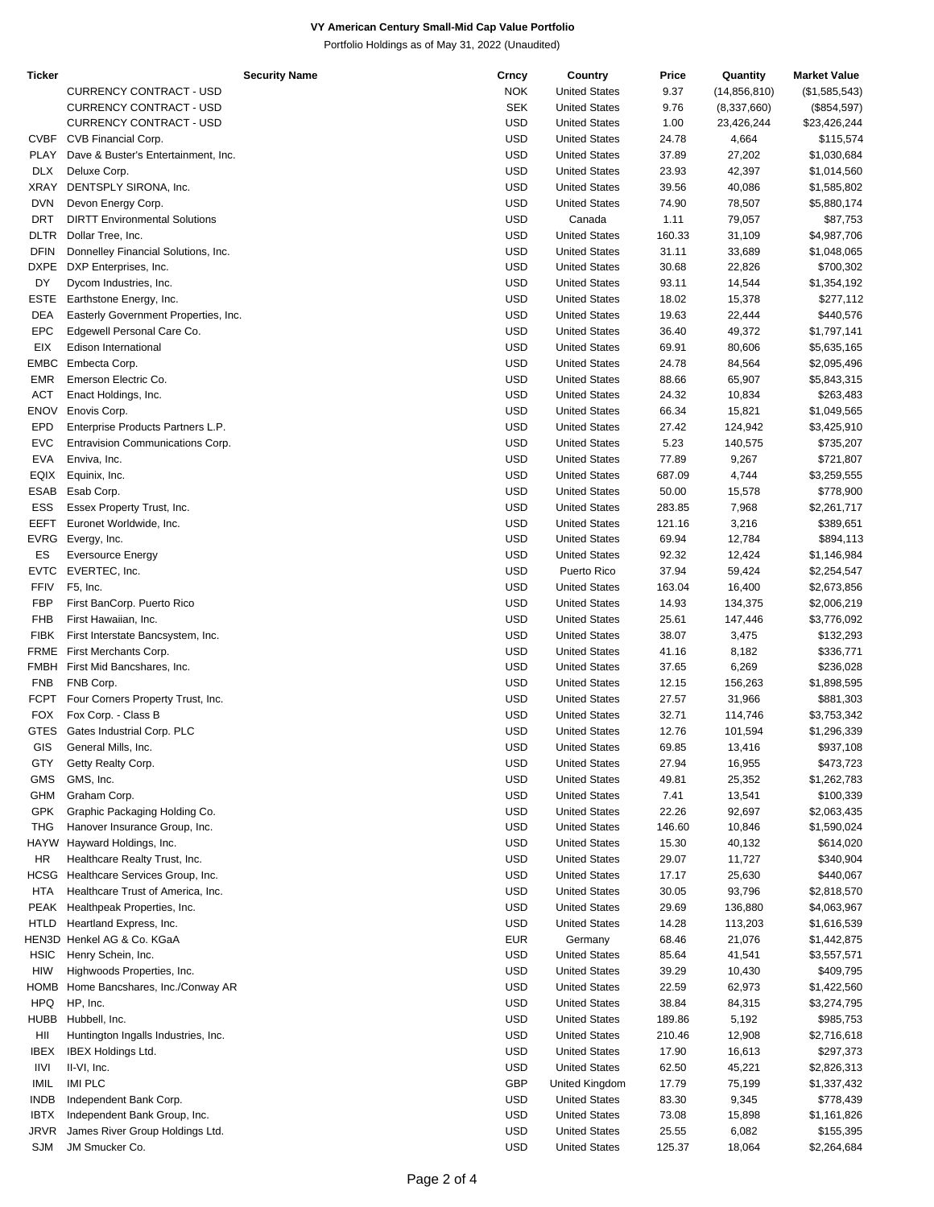**VY American Century Small-Mid Cap Value Portfolio**

Portfolio Holdings as of May 31, 2022 (Unaudited)

| Ticker | Security Name | Crncy | Country | Price | Quantity | Market Value |
|---|---|---|---|---|---|---|
| | CURRENCY CONTRACT - USD | NOK | United States | 9.37 | (14,856,810) | ($1,585,543) |
| | CURRENCY CONTRACT - USD | SEK | United States | 9.76 | (8,337,660) | ($854,597) |
| | CURRENCY CONTRACT - USD | USD | United States | 1.00 | 23,426,244 | $23,426,244 |
| CVBF | CVB Financial Corp. | USD | United States | 24.78 | 4,664 | $115,574 |
| PLAY | Dave & Buster's Entertainment, Inc. | USD | United States | 37.89 | 27,202 | $1,030,684 |
| DLX | Deluxe Corp. | USD | United States | 23.93 | 42,397 | $1,014,560 |
| XRAY | DENTSPLY SIRONA, Inc. | USD | United States | 39.56 | 40,086 | $1,585,802 |
| DVN | Devon Energy Corp. | USD | United States | 74.90 | 78,507 | $5,880,174 |
| DRT | DIRTT Environmental Solutions | USD | Canada | 1.11 | 79,057 | $87,753 |
| DLTR | Dollar Tree, Inc. | USD | United States | 160.33 | 31,109 | $4,987,706 |
| DFIN | Donnelley Financial Solutions, Inc. | USD | United States | 31.11 | 33,689 | $1,048,065 |
| DXPE | DXP Enterprises, Inc. | USD | United States | 30.68 | 22,826 | $700,302 |
| DY | Dycom Industries, Inc. | USD | United States | 93.11 | 14,544 | $1,354,192 |
| ESTE | Earthstone Energy, Inc. | USD | United States | 18.02 | 15,378 | $277,112 |
| DEA | Easterly Government Properties, Inc. | USD | United States | 19.63 | 22,444 | $440,576 |
| EPC | Edgewell Personal Care Co. | USD | United States | 36.40 | 49,372 | $1,797,141 |
| EIX | Edison International | USD | United States | 69.91 | 80,606 | $5,635,165 |
| EMBC | Embecta Corp. | USD | United States | 24.78 | 84,564 | $2,095,496 |
| EMR | Emerson Electric Co. | USD | United States | 88.66 | 65,907 | $5,843,315 |
| ACT | Enact Holdings, Inc. | USD | United States | 24.32 | 10,834 | $263,483 |
| ENOV | Enovis Corp. | USD | United States | 66.34 | 15,821 | $1,049,565 |
| EPD | Enterprise Products Partners L.P. | USD | United States | 27.42 | 124,942 | $3,425,910 |
| EVC | Entravision Communications Corp. | USD | United States | 5.23 | 140,575 | $735,207 |
| EVA | Enviva, Inc. | USD | United States | 77.89 | 9,267 | $721,807 |
| EQIX | Equinix, Inc. | USD | United States | 687.09 | 4,744 | $3,259,555 |
| ESAB | Esab Corp. | USD | United States | 50.00 | 15,578 | $778,900 |
| ESS | Essex Property Trust, Inc. | USD | United States | 283.85 | 7,968 | $2,261,717 |
| EEFT | Euronet Worldwide, Inc. | USD | United States | 121.16 | 3,216 | $389,651 |
| EVRG | Evergy, Inc. | USD | United States | 69.94 | 12,784 | $894,113 |
| ES | Eversource Energy | USD | United States | 92.32 | 12,424 | $1,146,984 |
| EVTC | EVERTEC, Inc. | USD | Puerto Rico | 37.94 | 59,424 | $2,254,547 |
| FFIV | F5, Inc. | USD | United States | 163.04 | 16,400 | $2,673,856 |
| FBP | First BanCorp. Puerto Rico | USD | United States | 14.93 | 134,375 | $2,006,219 |
| FHB | First Hawaiian, Inc. | USD | United States | 25.61 | 147,446 | $3,776,092 |
| FIBK | First Interstate Bancsystem, Inc. | USD | United States | 38.07 | 3,475 | $132,293 |
| FRME | First Merchants Corp. | USD | United States | 41.16 | 8,182 | $336,771 |
| FMBH | First Mid Bancshares, Inc. | USD | United States | 37.65 | 6,269 | $236,028 |
| FNB | FNB Corp. | USD | United States | 12.15 | 156,263 | $1,898,595 |
| FCPT | Four Corners Property Trust, Inc. | USD | United States | 27.57 | 31,966 | $881,303 |
| FOX | Fox Corp. - Class B | USD | United States | 32.71 | 114,746 | $3,753,342 |
| GTES | Gates Industrial Corp. PLC | USD | United States | 12.76 | 101,594 | $1,296,339 |
| GIS | General Mills, Inc. | USD | United States | 69.85 | 13,416 | $937,108 |
| GTY | Getty Realty Corp. | USD | United States | 27.94 | 16,955 | $473,723 |
| GMS | GMS, Inc. | USD | United States | 49.81 | 25,352 | $1,262,783 |
| GHM | Graham Corp. | USD | United States | 7.41 | 13,541 | $100,339 |
| GPK | Graphic Packaging Holding Co. | USD | United States | 22.26 | 92,697 | $2,063,435 |
| THG | Hanover Insurance Group, Inc. | USD | United States | 146.60 | 10,846 | $1,590,024 |
| HAYW | Hayward Holdings, Inc. | USD | United States | 15.30 | 40,132 | $614,020 |
| HR | Healthcare Realty Trust, Inc. | USD | United States | 29.07 | 11,727 | $340,904 |
| HCSG | Healthcare Services Group, Inc. | USD | United States | 17.17 | 25,630 | $440,067 |
| HTA | Healthcare Trust of America, Inc. | USD | United States | 30.05 | 93,796 | $2,818,570 |
| PEAK | Healthpeak Properties, Inc. | USD | United States | 29.69 | 136,880 | $4,063,967 |
| HTLD | Heartland Express, Inc. | USD | United States | 14.28 | 113,203 | $1,616,539 |
| HEN3D | Henkel AG & Co. KGaA | EUR | Germany | 68.46 | 21,076 | $1,442,875 |
| HSIC | Henry Schein, Inc. | USD | United States | 85.64 | 41,541 | $3,557,571 |
| HIW | Highwoods Properties, Inc. | USD | United States | 39.29 | 10,430 | $409,795 |
| HOMB | Home Bancshares, Inc./Conway AR | USD | United States | 22.59 | 62,973 | $1,422,560 |
| HPQ | HP, Inc. | USD | United States | 38.84 | 84,315 | $3,274,795 |
| HUBB | Hubbell, Inc. | USD | United States | 189.86 | 5,192 | $985,753 |
| HII | Huntington Ingalls Industries, Inc. | USD | United States | 210.46 | 12,908 | $2,716,618 |
| IBEX | IBEX Holdings Ltd. | USD | United States | 17.90 | 16,613 | $297,373 |
| IIVI | II-VI, Inc. | USD | United States | 62.50 | 45,221 | $2,826,313 |
| IMIL | IMI PLC | GBP | United Kingdom | 17.79 | 75,199 | $1,337,432 |
| INDB | Independent Bank Corp. | USD | United States | 83.30 | 9,345 | $778,439 |
| IBTX | Independent Bank Group, Inc. | USD | United States | 73.08 | 15,898 | $1,161,826 |
| JRVR | James River Group Holdings Ltd. | USD | United States | 25.55 | 6,082 | $155,395 |
| SJM | JM Smucker Co. | USD | United States | 125.37 | 18,064 | $2,264,684 |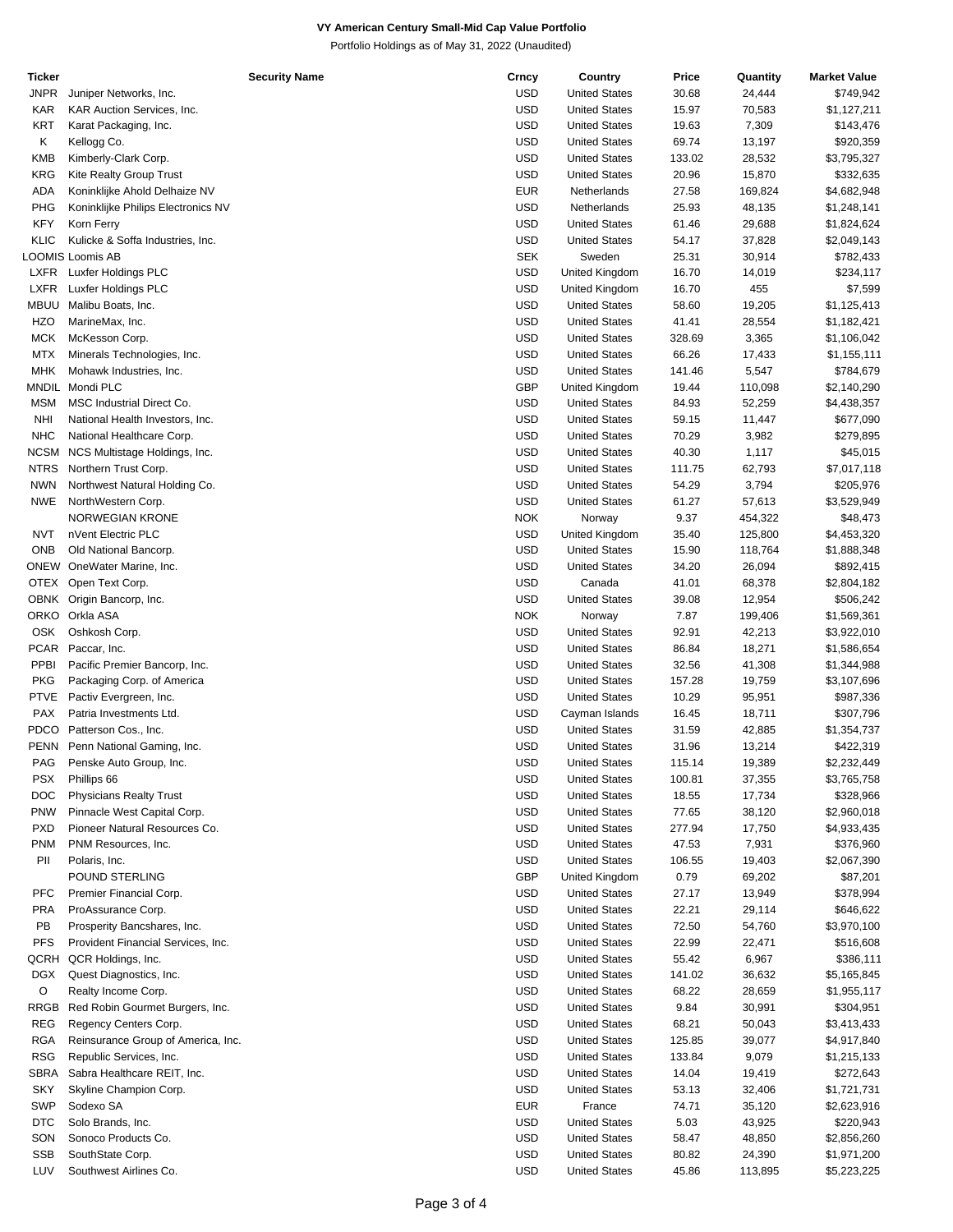# VY American Century Small-Mid Cap Value Portfolio

Portfolio Holdings as of May 31, 2022 (Unaudited)

| Ticker | Security Name | Crncy | Country | Price | Quantity | Market Value |
|---|---|---|---|---|---|---|
| JNPR | Juniper Networks, Inc. | USD | United States | 30.68 | 24,444 | $749,942 |
| KAR | KAR Auction Services, Inc. | USD | United States | 15.97 | 70,583 | $1,127,211 |
| KRT | Karat Packaging, Inc. | USD | United States | 19.63 | 7,309 | $143,476 |
| K | Kellogg Co. | USD | United States | 69.74 | 13,197 | $920,359 |
| KMB | Kimberly-Clark Corp. | USD | United States | 133.02 | 28,532 | $3,795,327 |
| KRG | Kite Realty Group Trust | USD | United States | 20.96 | 15,870 | $332,635 |
| ADA | Koninklijke Ahold Delhaize NV | EUR | Netherlands | 27.58 | 169,824 | $4,682,948 |
| PHG | Koninklijke Philips Electronics NV | USD | Netherlands | 25.93 | 48,135 | $1,248,141 |
| KFY | Korn Ferry | USD | United States | 61.46 | 29,688 | $1,824,624 |
| KLIC | Kulicke & Soffa Industries, Inc. | USD | United States | 54.17 | 37,828 | $2,049,143 |
| LOOMIS | Loomis AB | SEK | Sweden | 25.31 | 30,914 | $782,433 |
| LXFR | Luxfer Holdings PLC | USD | United Kingdom | 16.70 | 14,019 | $234,117 |
| LXFR | Luxfer Holdings PLC | USD | United Kingdom | 16.70 | 455 | $7,599 |
| MBUU | Malibu Boats, Inc. | USD | United States | 58.60 | 19,205 | $1,125,413 |
| HZO | MarineMax, Inc. | USD | United States | 41.41 | 28,554 | $1,182,421 |
| MCK | McKesson Corp. | USD | United States | 328.69 | 3,365 | $1,106,042 |
| MTX | Minerals Technologies, Inc. | USD | United States | 66.26 | 17,433 | $1,155,111 |
| MHK | Mohawk Industries, Inc. | USD | United States | 141.46 | 5,547 | $784,679 |
| MNDIL | Mondi PLC | GBP | United Kingdom | 19.44 | 110,098 | $2,140,290 |
| MSM | MSC Industrial Direct Co. | USD | United States | 84.93 | 52,259 | $4,438,357 |
| NHI | National Health Investors, Inc. | USD | United States | 59.15 | 11,447 | $677,090 |
| NHC | National Healthcare Corp. | USD | United States | 70.29 | 3,982 | $279,895 |
| NCSM | NCS Multistage Holdings, Inc. | USD | United States | 40.30 | 1,117 | $45,015 |
| NTRS | Northern Trust Corp. | USD | United States | 111.75 | 62,793 | $7,017,118 |
| NWN | Northwest Natural Holding Co. | USD | United States | 54.29 | 3,794 | $205,976 |
| NWE | NorthWestern Corp. | USD | United States | 61.27 | 57,613 | $3,529,949 |
| | NORWEGIAN KRONE | NOK | Norway | 9.37 | 454,322 | $48,473 |
| NVT | nVent Electric PLC | USD | United Kingdom | 35.40 | 125,800 | $4,453,320 |
| ONB | Old National Bancorp. | USD | United States | 15.90 | 118,764 | $1,888,348 |
| ONEW | OneWater Marine, Inc. | USD | United States | 34.20 | 26,094 | $892,415 |
| OTEX | Open Text Corp. | USD | Canada | 41.01 | 68,378 | $2,804,182 |
| OBNK | Origin Bancorp, Inc. | USD | United States | 39.08 | 12,954 | $506,242 |
| ORKO | Orkla ASA | NOK | Norway | 7.87 | 199,406 | $1,569,361 |
| OSK | Oshkosh Corp. | USD | United States | 92.91 | 42,213 | $3,922,010 |
| PCAR | Paccar, Inc. | USD | United States | 86.84 | 18,271 | $1,586,654 |
| PPBI | Pacific Premier Bancorp, Inc. | USD | United States | 32.56 | 41,308 | $1,344,988 |
| PKG | Packaging Corp. of America | USD | United States | 157.28 | 19,759 | $3,107,696 |
| PTVE | Pactiv Evergreen, Inc. | USD | United States | 10.29 | 95,951 | $987,336 |
| PAX | Patria Investments Ltd. | USD | Cayman Islands | 16.45 | 18,711 | $307,796 |
| PDCO | Patterson Cos., Inc. | USD | United States | 31.59 | 42,885 | $1,354,737 |
| PENN | Penn National Gaming, Inc. | USD | United States | 31.96 | 13,214 | $422,319 |
| PAG | Penske Auto Group, Inc. | USD | United States | 115.14 | 19,389 | $2,232,449 |
| PSX | Phillips 66 | USD | United States | 100.81 | 37,355 | $3,765,758 |
| DOC | Physicians Realty Trust | USD | United States | 18.55 | 17,734 | $328,966 |
| PNW | Pinnacle West Capital Corp. | USD | United States | 77.65 | 38,120 | $2,960,018 |
| PXD | Pioneer Natural Resources Co. | USD | United States | 277.94 | 17,750 | $4,933,435 |
| PNM | PNM Resources, Inc. | USD | United States | 47.53 | 7,931 | $376,960 |
| PII | Polaris, Inc. | USD | United States | 106.55 | 19,403 | $2,067,390 |
| | POUND STERLING | GBP | United Kingdom | 0.79 | 69,202 | $87,201 |
| PFC | Premier Financial Corp. | USD | United States | 27.17 | 13,949 | $378,994 |
| PRA | ProAssurance Corp. | USD | United States | 22.21 | 29,114 | $646,622 |
| PB | Prosperity Bancshares, Inc. | USD | United States | 72.50 | 54,760 | $3,970,100 |
| PFS | Provident Financial Services, Inc. | USD | United States | 22.99 | 22,471 | $516,608 |
| QCRH | QCR Holdings, Inc. | USD | United States | 55.42 | 6,967 | $386,111 |
| DGX | Quest Diagnostics, Inc. | USD | United States | 141.02 | 36,632 | $5,165,845 |
| O | Realty Income Corp. | USD | United States | 68.22 | 28,659 | $1,955,117 |
| RRGB | Red Robin Gourmet Burgers, Inc. | USD | United States | 9.84 | 30,991 | $304,951 |
| REG | Regency Centers Corp. | USD | United States | 68.21 | 50,043 | $3,413,433 |
| RGA | Reinsurance Group of America, Inc. | USD | United States | 125.85 | 39,077 | $4,917,840 |
| RSG | Republic Services, Inc. | USD | United States | 133.84 | 9,079 | $1,215,133 |
| SBRA | Sabra Healthcare REIT, Inc. | USD | United States | 14.04 | 19,419 | $272,643 |
| SKY | Skyline Champion Corp. | USD | United States | 53.13 | 32,406 | $1,721,731 |
| SWP | Sodexo SA | EUR | France | 74.71 | 35,120 | $2,623,916 |
| DTC | Solo Brands, Inc. | USD | United States | 5.03 | 43,925 | $220,943 |
| SON | Sonoco Products Co. | USD | United States | 58.47 | 48,850 | $2,856,260 |
| SSB | SouthState Corp. | USD | United States | 80.82 | 24,390 | $1,971,200 |
| LUV | Southwest Airlines Co. | USD | United States | 45.86 | 113,895 | $5,223,225 |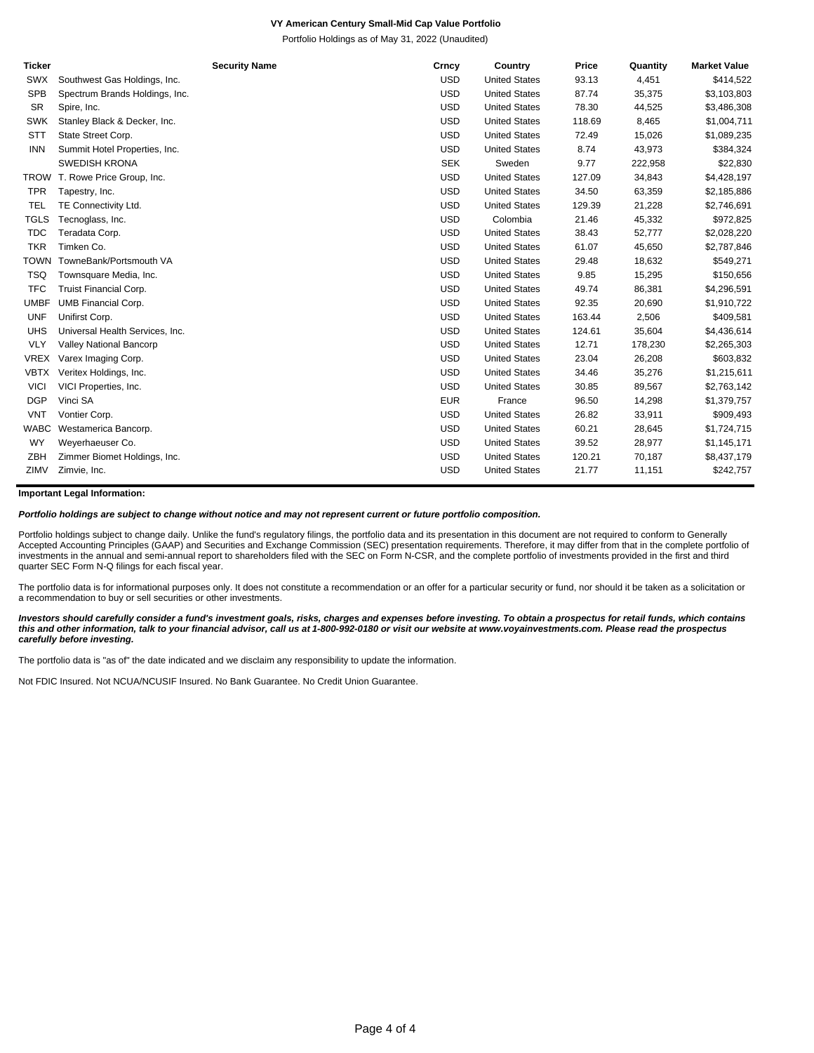**VY American Century Small-Mid Cap Value Portfolio**

Portfolio Holdings as of May 31, 2022 (Unaudited)

| Ticker | Security Name | Crncy | Country | Price | Quantity | Market Value |
|---|---|---|---|---|---|---|
| SWX | Southwest Gas Holdings, Inc. | USD | United States | 93.13 | 4,451 | $414,522 |
| SPB | Spectrum Brands Holdings, Inc. | USD | United States | 87.74 | 35,375 | $3,103,803 |
| SR | Spire, Inc. | USD | United States | 78.30 | 44,525 | $3,486,308 |
| SWK | Stanley Black & Decker, Inc. | USD | United States | 118.69 | 8,465 | $1,004,711 |
| STT | State Street Corp. | USD | United States | 72.49 | 15,026 | $1,089,235 |
| INN | Summit Hotel Properties, Inc. | USD | United States | 8.74 | 43,973 | $384,324 |
| | SWEDISH KRONA | SEK | Sweden | 9.77 | 222,958 | $22,830 |
| TROW | T. Rowe Price Group, Inc. | USD | United States | 127.09 | 34,843 | $4,428,197 |
| TPR | Tapestry, Inc. | USD | United States | 34.50 | 63,359 | $2,185,886 |
| TEL | TE Connectivity Ltd. | USD | United States | 129.39 | 21,228 | $2,746,691 |
| TGLS | Tecnoglass, Inc. | USD | Colombia | 21.46 | 45,332 | $972,825 |
| TDC | Teradata Corp. | USD | United States | 38.43 | 52,777 | $2,028,220 |
| TKR | Timken Co. | USD | United States | 61.07 | 45,650 | $2,787,846 |
| TOWN | TowneBank/Portsmouth VA | USD | United States | 29.48 | 18,632 | $549,271 |
| TSQ | Townsquare Media, Inc. | USD | United States | 9.85 | 15,295 | $150,656 |
| TFC | Truist Financial Corp. | USD | United States | 49.74 | 86,381 | $4,296,591 |
| UMBF | UMB Financial Corp. | USD | United States | 92.35 | 20,690 | $1,910,722 |
| UNF | Unifirst Corp. | USD | United States | 163.44 | 2,506 | $409,581 |
| UHS | Universal Health Services, Inc. | USD | United States | 124.61 | 35,604 | $4,436,614 |
| VLY | Valley National Bancorp | USD | United States | 12.71 | 178,230 | $2,265,303 |
| VREX | Varex Imaging Corp. | USD | United States | 23.04 | 26,208 | $603,832 |
| VBTX | Veritex Holdings, Inc. | USD | United States | 34.46 | 35,276 | $1,215,611 |
| VICI | VICI Properties, Inc. | USD | United States | 30.85 | 89,567 | $2,763,142 |
| DGP | Vinci SA | EUR | France | 96.50 | 14,298 | $1,379,757 |
| VNT | Vontier Corp. | USD | United States | 26.82 | 33,911 | $909,493 |
| WABC | Westamerica Bancorp. | USD | United States | 60.21 | 28,645 | $1,724,715 |
| WY | Weyerhaeuser Co. | USD | United States | 39.52 | 28,977 | $1,145,171 |
| ZBH | Zimmer Biomet Holdings, Inc. | USD | United States | 120.21 | 70,187 | $8,437,179 |
| ZIMV | Zimvie, Inc. | USD | United States | 21.77 | 11,151 | $242,757 |

**Important Legal Information:**

***Portfolio holdings are subject to change without notice and may not represent current or future portfolio composition.***

Portfolio holdings subject to change daily. Unlike the fund's regulatory filings, the portfolio data and its presentation in this document are not required to conform to Generally Accepted Accounting Principles (GAAP) and Securities and Exchange Commission (SEC) presentation requirements. Therefore, it may differ from that in the complete portfolio of investments in the annual and semi-annual report to shareholders filed with the SEC on Form N-CSR, and the complete portfolio of investments provided in the first and third quarter SEC Form N-Q filings for each fiscal year.

The portfolio data is for informational purposes only. It does not constitute a recommendation or an offer for a particular security or fund, nor should it be taken as a solicitation or a recommendation to buy or sell securities or other investments.

***Investors should carefully consider a fund's investment goals, risks, charges and expenses before investing. To obtain a prospectus for retail funds, which contains this and other information, talk to your financial advisor, call us at 1-800-992-0180 or visit our website at www.voyainvestments.com. Please read the prospectus carefully before investing.***

The portfolio data is "as of" the date indicated and we disclaim any responsibility to update the information.

Not FDIC Insured. Not NCUA/NCUSIF Insured. No Bank Guarantee. No Credit Union Guarantee.